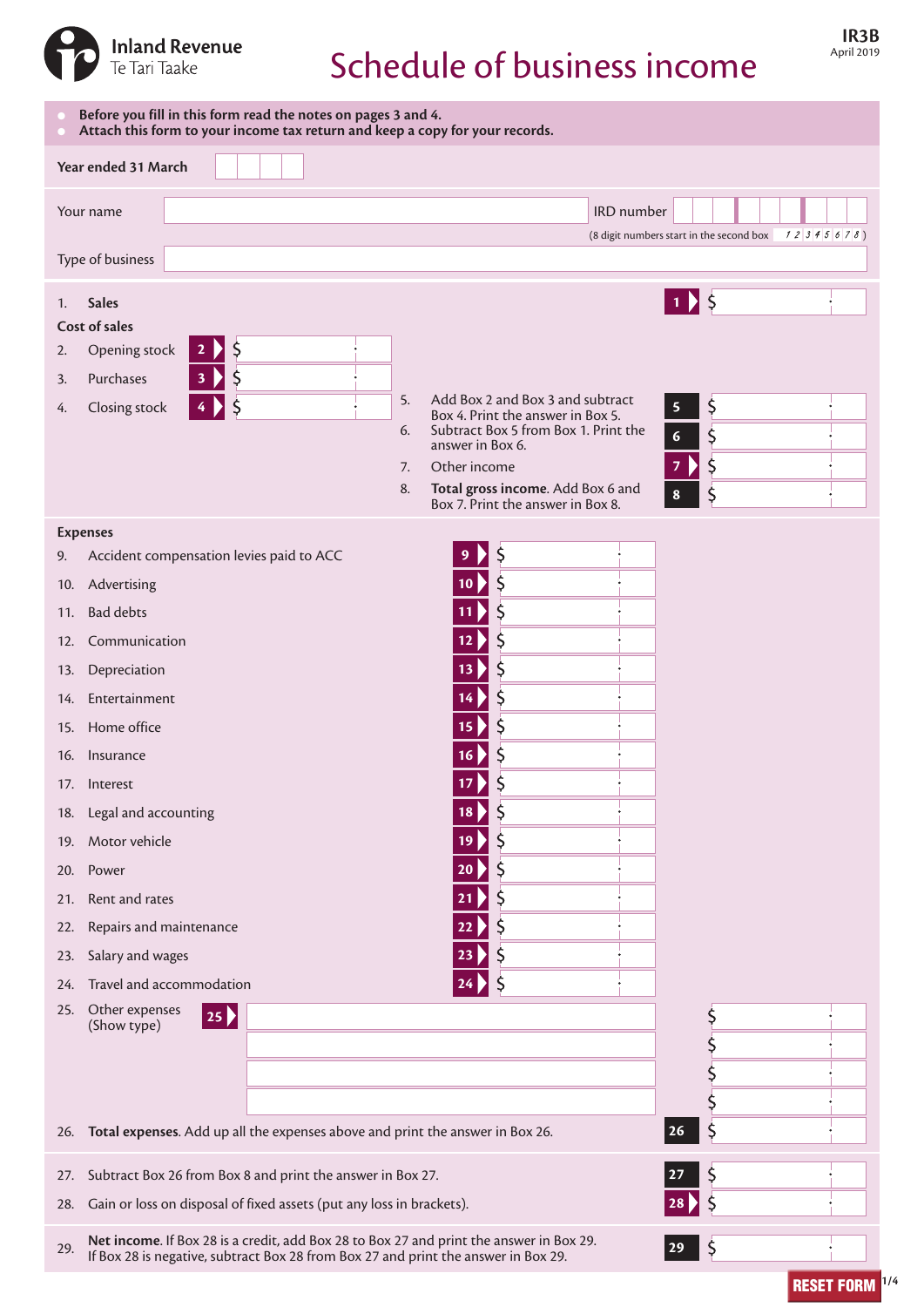Inland Revenue
Te Tari Taake

# Schedule of business income

IR3B
April 2019

- **Before you fill in this form read the notes on pages 3 and 4.**
- **Attach this form to your income tax return and keep a copy for your records.**

**Year ended 31 March**

Your name

IRD number
(8 digit numbers start in the second box 12345678)

Type of business

1. **Sales** — Box 1 $

**Cost of sales**

2. Opening stock — Box 2 $
3. Purchases — Box 3 $
4. Closing stock — Box 4 $
5. Add Box 2 and Box 3 and subtract Box 4. Print the answer in Box 5. — Box 5 $
6. Subtract Box 5 from Box 1. Print the answer in Box 6. — Box 6 $
7. Other income — Box 7 $
8. **Total gross income**. Add Box 6 and Box 7. Print the answer in Box 8. — Box 8 $

**Expenses**

9. Accident compensation levies paid to ACC — Box 9 $
10. Advertising — Box 10 $
11. Bad debts — Box 11 $
12. Communication — Box 12 $
13. Depreciation — Box 13 $
14. Entertainment — Box 14 $
15. Home office — Box 15 $
16. Insurance — Box 16 $
17. Interest — Box 17 $
18. Legal and accounting — Box 18 $
19. Motor vehicle — Box 19 $
20. Power — Box 20 $
21. Rent and rates — Box 21 $
22. Repairs and maintenance — Box 22 $
23. Salary and wages — Box 23 $
24. Travel and accommodation — Box 24 $
25. Other expenses (Show type) — Box 25 $
26. **Total expenses**. Add up all the expenses above and print the answer in Box 26. — Box 26 $
27. Subtract Box 26 from Box 8 and print the answer in Box 27. — Box 27 $
28. Gain or loss on disposal of fixed assets (put any loss in brackets). — Box 28 $
29. **Net income**. If Box 28 is a credit, add Box 28 to Box 27 and print the answer in Box 29. If Box 28 is negative, subtract Box 28 from Box 27 and print the answer in Box 29. — Box 29 $

RESET FORM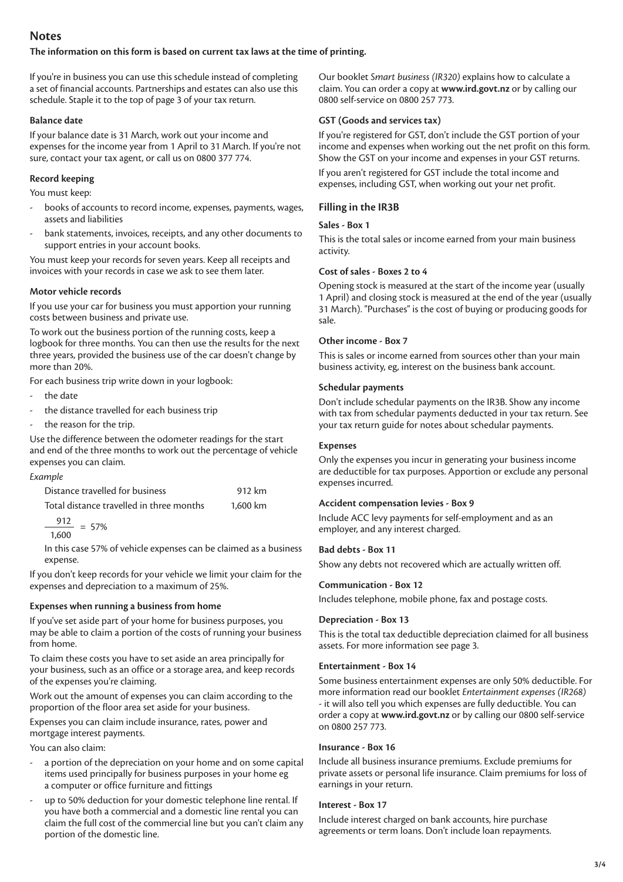# Notes

**The information on this form is based on current tax laws at the time of printing.**

If you're in business you can use this schedule instead of completing a set of financial accounts. Partnerships and estates can also use this schedule. Staple it to the top of page 3 of your tax return.

### Balance date

If your balance date is 31 March, work out your income and expenses for the income year from 1 April to 31 March. If you're not sure, contact your tax agent, or call us on 0800 377 774.

### Record keeping

You must keep:

- books of accounts to record income, expenses, payments, wages, assets and liabilities
- bank statements, invoices, receipts, and any other documents to support entries in your account books.

You must keep your records for seven years. Keep all receipts and invoices with your records in case we ask to see them later.

### Motor vehicle records

If you use your car for business you must apportion your running costs between business and private use.

To work out the business portion of the running costs, keep a logbook for three months. You can then use the results for the next three years, provided the business use of the car doesn't change by more than 20%.

For each business trip write down in your logbook:

- the date
- the distance travelled for each business trip
- the reason for the trip.

Use the difference between the odometer readings for the start and end of the three months to work out the percentage of vehicle expenses you can claim.

*Example*

| | |
|---|---|
| Distance travelled for business | 912 km |
| Total distance travelled in three months | 1,600 km |

$$\frac{912}{1,600} = 57\%$$

In this case 57% of vehicle expenses can be claimed as a business expense.

If you don't keep records for your vehicle we limit your claim for the expenses and depreciation to a maximum of 25%.

### Expenses when running a business from home

If you've set aside part of your home for business purposes, you may be able to claim a portion of the costs of running your business from home.

To claim these costs you have to set aside an area principally for your business, such as an office or a storage area, and keep records of the expenses you're claiming.

Work out the amount of expenses you can claim according to the proportion of the floor area set aside for your business.

Expenses you can claim include insurance, rates, power and mortgage interest payments.

You can also claim:

- a portion of the depreciation on your home and on some capital items used principally for business purposes in your home eg a computer or office furniture and fittings
- up to 50% deduction for your domestic telephone line rental. If you have both a commercial and a domestic line rental you can claim the full cost of the commercial line but you can't claim any portion of the domestic line.

Our booklet *Smart business (IR320)* explains how to calculate a claim. You can order a copy at **www.ird.govt.nz** or by calling our 0800 self-service on 0800 257 773.

### GST (Goods and services tax)

If you're registered for GST, don't include the GST portion of your income and expenses when working out the net profit on this form. Show the GST on your income and expenses in your GST returns.

If you aren't registered for GST include the total income and expenses, including GST, when working out your net profit.

## Filling in the IR3B

### Sales - Box 1

This is the total sales or income earned from your main business activity.

### Cost of sales - Boxes 2 to 4

Opening stock is measured at the start of the income year (usually 1 April) and closing stock is measured at the end of the year (usually 31 March). "Purchases" is the cost of buying or producing goods for sale.

### Other income - Box 7

This is sales or income earned from sources other than your main business activity, eg, interest on the business bank account.

### Schedular payments

Don't include schedular payments on the IR3B. Show any income with tax from schedular payments deducted in your tax return. See your tax return guide for notes about schedular payments.

### Expenses

Only the expenses you incur in generating your business income are deductible for tax purposes. Apportion or exclude any personal expenses incurred.

### Accident compensation levies - Box 9

Include ACC levy payments for self-employment and as an employer, and any interest charged.

### Bad debts - Box 11

Show any debts not recovered which are actually written off.

### Communication - Box 12

Includes telephone, mobile phone, fax and postage costs.

### Depreciation - Box 13

This is the total tax deductible depreciation claimed for all business assets. For more information see page 3.

### Entertainment - Box 14

Some business entertainment expenses are only 50% deductible. For more information read our booklet *Entertainment expenses (IR268)* - it will also tell you which expenses are fully deductible. You can order a copy at **www.ird.govt.nz** or by calling our 0800 self-service on 0800 257 773.

### Insurance - Box 16

Include all business insurance premiums. Exclude premiums for private assets or personal life insurance. Claim premiums for loss of earnings in your return.

### Interest - Box 17

Include interest charged on bank accounts, hire purchase agreements or term loans. Don't include loan repayments.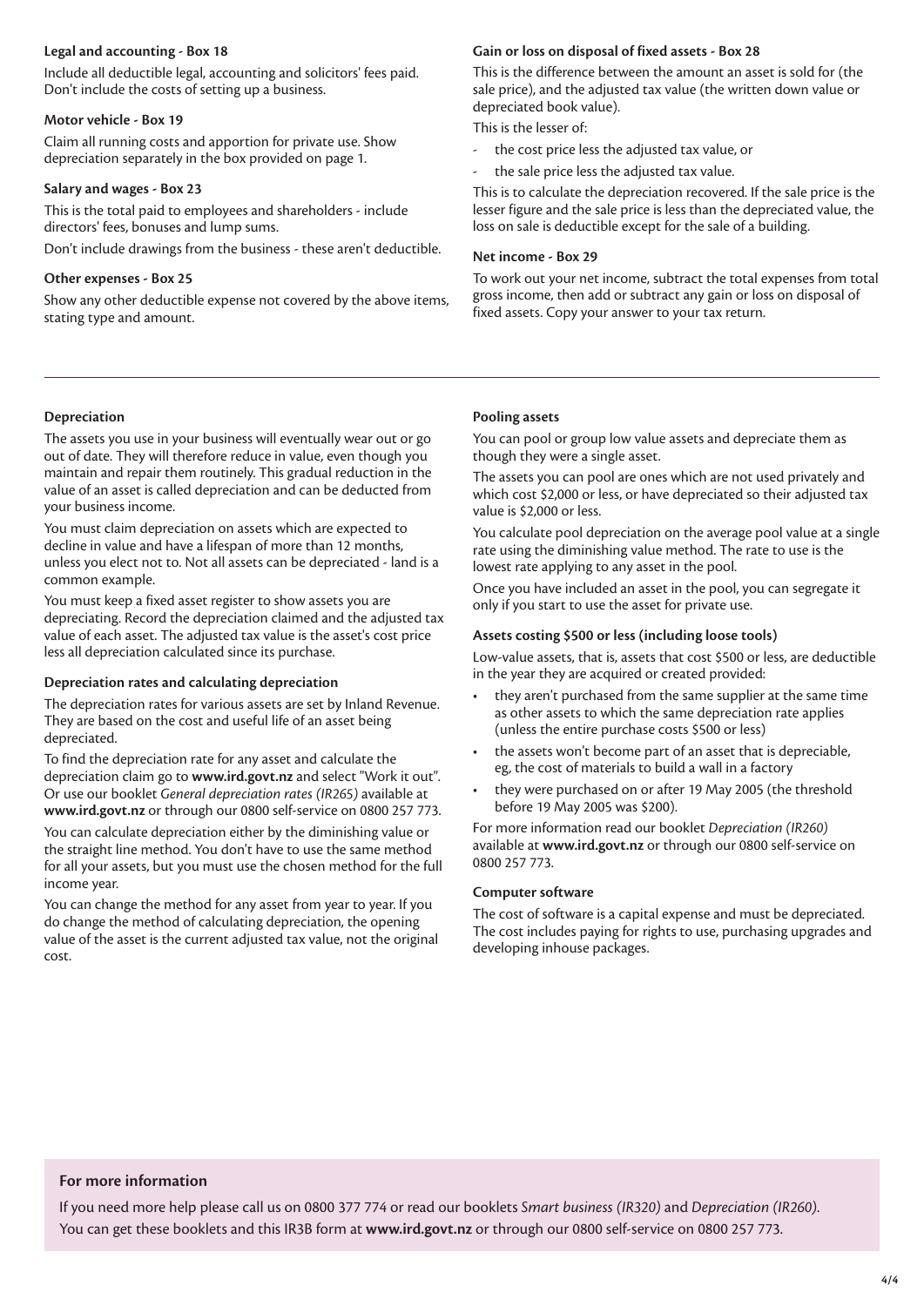**Legal and accounting - Box 18**

Include all deductible legal, accounting and solicitors' fees paid. Don't include the costs of setting up a business.

**Motor vehicle - Box 19**

Claim all running costs and apportion for private use. Show depreciation separately in the box provided on page 1.

**Salary and wages - Box 23**

This is the total paid to employees and shareholders - include directors' fees, bonuses and lump sums.

Don't include drawings from the business - these aren't deductible.

**Other expenses - Box 25**

Show any other deductible expense not covered by the above items, stating type and amount.

**Gain or loss on disposal of fixed assets - Box 28**

This is the difference between the amount an asset is sold for (the sale price), and the adjusted tax value (the written down value or depreciated book value).

This is the lesser of:

- the cost price less the adjusted tax value, or
- the sale price less the adjusted tax value.

This is to calculate the depreciation recovered. If the sale price is the lesser figure and the sale price is less than the depreciated value, the loss on sale is deductible except for the sale of a building.

**Net income - Box 29**

To work out your net income, subtract the total expenses from total gross income, then add or subtract any gain or loss on disposal of fixed assets. Copy your answer to your tax return.

---

**Depreciation**

The assets you use in your business will eventually wear out or go out of date. They will therefore reduce in value, even though you maintain and repair them routinely. This gradual reduction in the value of an asset is called depreciation and can be deducted from your business income.

You must claim depreciation on assets which are expected to decline in value and have a lifespan of more than 12 months, unless you elect not to. Not all assets can be depreciated - land is a common example.

You must keep a fixed asset register to show assets you are depreciating. Record the depreciation claimed and the adjusted tax value of each asset. The adjusted tax value is the asset's cost price less all depreciation calculated since its purchase.

**Depreciation rates and calculating depreciation**

The depreciation rates for various assets are set by Inland Revenue. They are based on the cost and useful life of an asset being depreciated.

To find the depreciation rate for any asset and calculate the depreciation claim go to **www.ird.govt.nz** and select "Work it out". Or use our booklet *General depreciation rates (IR265)* available at **www.ird.govt.nz** or through our 0800 self-service on 0800 257 773.

You can calculate depreciation either by the diminishing value or the straight line method. You don't have to use the same method for all your assets, but you must use the chosen method for the full income year.

You can change the method for any asset from year to year. If you do change the method of calculating depreciation, the opening value of the asset is the current adjusted tax value, not the original cost.

**Pooling assets**

You can pool or group low value assets and depreciate them as though they were a single asset.

The assets you can pool are ones which are not used privately and which cost $2,000 or less, or have depreciated so their adjusted tax value is $2,000 or less.

You calculate pool depreciation on the average pool value at a single rate using the diminishing value method. The rate to use is the lowest rate applying to any asset in the pool.

Once you have included an asset in the pool, you can segregate it only if you start to use the asset for private use.

**Assets costing $500 or less (including loose tools)**

Low-value assets, that is, assets that cost $500 or less, are deductible in the year they are acquired or created provided:

- they aren't purchased from the same supplier at the same time as other assets to which the same depreciation rate applies (unless the entire purchase costs $500 or less)
- the assets won't become part of an asset that is depreciable, eg, the cost of materials to build a wall in a factory
- they were purchased on or after 19 May 2005 (the threshold before 19 May 2005 was $200).

For more information read our booklet *Depreciation (IR260)* available at **www.ird.govt.nz** or through our 0800 self-service on 0800 257 773.

**Computer software**

The cost of software is a capital expense and must be depreciated. The cost includes paying for rights to use, purchasing upgrades and developing inhouse packages.

**For more information**

If you need more help please call us on 0800 377 774 or read our booklets *Smart business (IR320)* and *Depreciation (IR260)*. You can get these booklets and this IR3B form at **www.ird.govt.nz** or through our 0800 self-service on 0800 257 773.